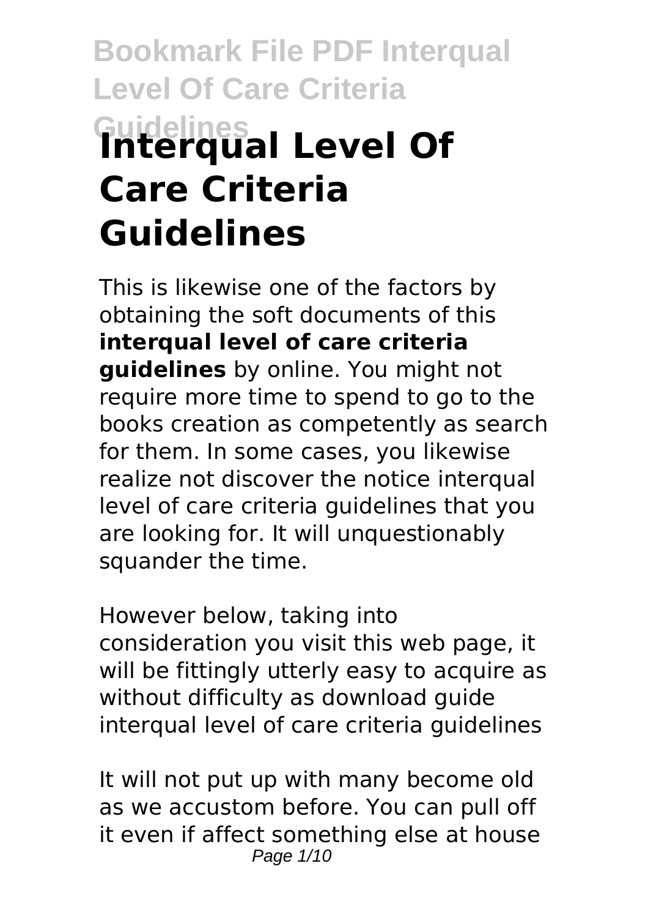# Interqual Level Of Care Criteria Guidelines

This is likewise one of the factors by obtaining the soft documents of this **interqual level of care criteria guidelines** by online. You might not require more time to spend to go to the books creation as competently as search for them. In some cases, you likewise realize not discover the notice interqual level of care criteria guidelines that you are looking for. It will unquestionably squander the time.

However below, taking into consideration you visit this web page, it will be fittingly utterly easy to acquire as without difficulty as download guide interqual level of care criteria guidelines

It will not put up with many become old as we accustom before. You can pull off it even if affect something else at house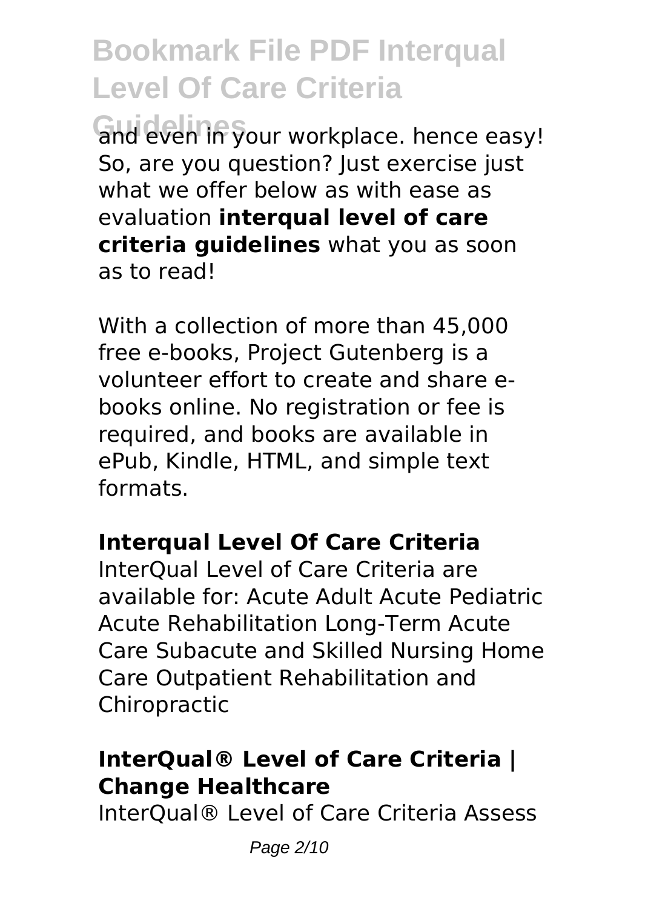and even in your workplace. hence easy! So, are you question? Just exercise just what we offer below as with ease as evaluation **interqual level of care criteria guidelines** what you as soon as to read!

With a collection of more than 45,000 free e-books, Project Gutenberg is a volunteer effort to create and share e-books online. No registration or fee is required, and books are available in ePub, Kindle, HTML, and simple text formats.

## Interqual Level Of Care Criteria

InterQual Level of Care Criteria are available for: Acute Adult Acute Pediatric Acute Rehabilitation Long-Term Acute Care Subacute and Skilled Nursing Home Care Outpatient Rehabilitation and Chiropractic

## InterQual® Level of Care Criteria | Change Healthcare

InterQual® Level of Care Criteria Assess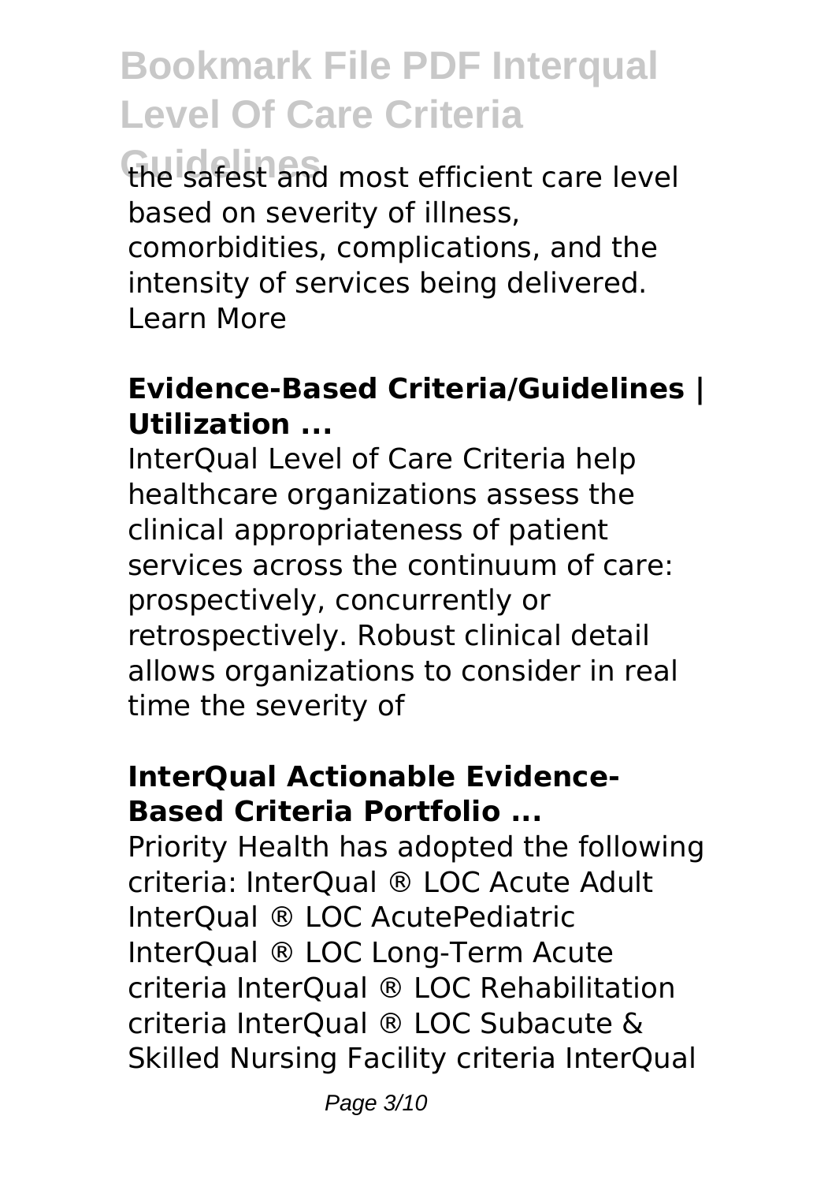the safest and most efficient care level based on severity of illness, comorbidities, complications, and the intensity of services being delivered. Learn More

### Evidence-Based Criteria/Guidelines | Utilization ...

InterQual Level of Care Criteria help healthcare organizations assess the clinical appropriateness of patient services across the continuum of care: prospectively, concurrently or retrospectively. Robust clinical detail allows organizations to consider in real time the severity of

### InterQual Actionable Evidence-Based Criteria Portfolio ...

Priority Health has adopted the following criteria: InterQual ® LOC Acute Adult InterQual ® LOC AcutePediatric InterQual ® LOC Long-Term Acute criteria InterQual ® LOC Rehabilitation criteria InterQual ® LOC Subacute & Skilled Nursing Facility criteria InterQual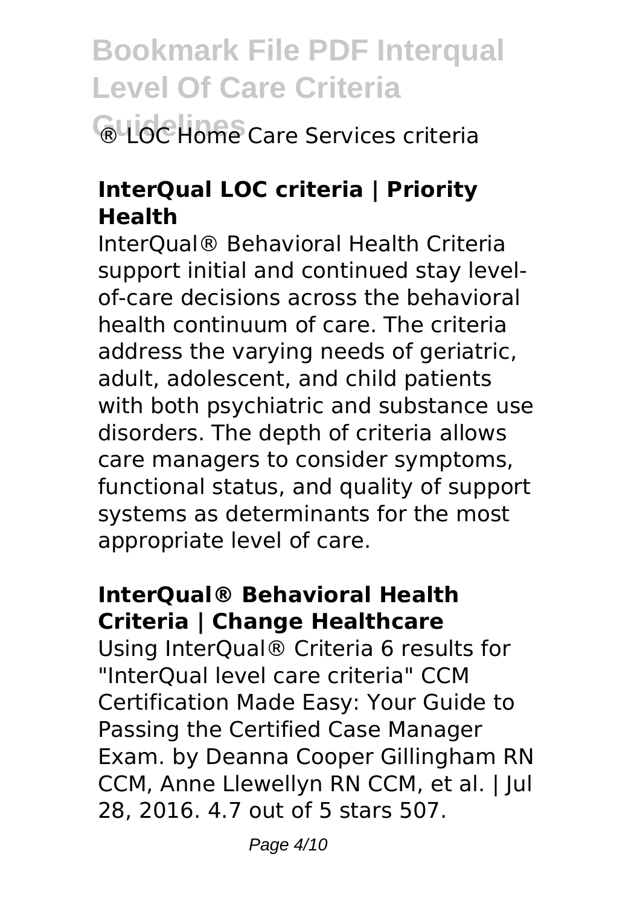® LOC Home Care Services criteria

### InterQual LOC criteria | Priority Health

InterQual® Behavioral Health Criteria support initial and continued stay level-of-care decisions across the behavioral health continuum of care. The criteria address the varying needs of geriatric, adult, adolescent, and child patients with both psychiatric and substance use disorders. The depth of criteria allows care managers to consider symptoms, functional status, and quality of support systems as determinants for the most appropriate level of care.

### InterQual® Behavioral Health Criteria | Change Healthcare

Using InterQual® Criteria 6 results for "InterQual level care criteria" CCM Certification Made Easy: Your Guide to Passing the Certified Case Manager Exam. by Deanna Cooper Gillingham RN CCM, Anne Llewellyn RN CCM, et al. | Jul 28, 2016. 4.7 out of 5 stars 507.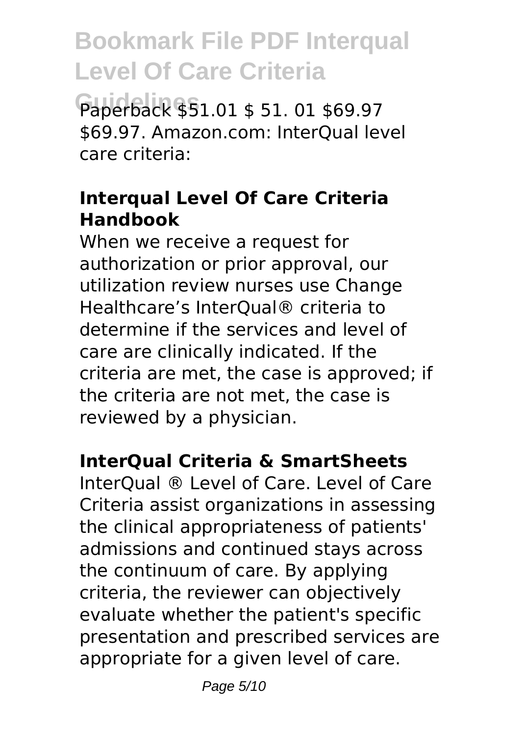Paperback $51.01 $ 51. 01 $69.97 $69.97. Amazon.com: InterQual level care criteria:

## Interqual Level Of Care Criteria Handbook

When we receive a request for authorization or prior approval, our utilization review nurses use Change Healthcare's InterQual® criteria to determine if the services and level of care are clinically indicated. If the criteria are met, the case is approved; if the criteria are not met, the case is reviewed by a physician.

## InterQual Criteria & SmartSheets

InterQual ® Level of Care. Level of Care Criteria assist organizations in assessing the clinical appropriateness of patients' admissions and continued stays across the continuum of care. By applying criteria, the reviewer can objectively evaluate whether the patient's specific presentation and prescribed services are appropriate for a given level of care.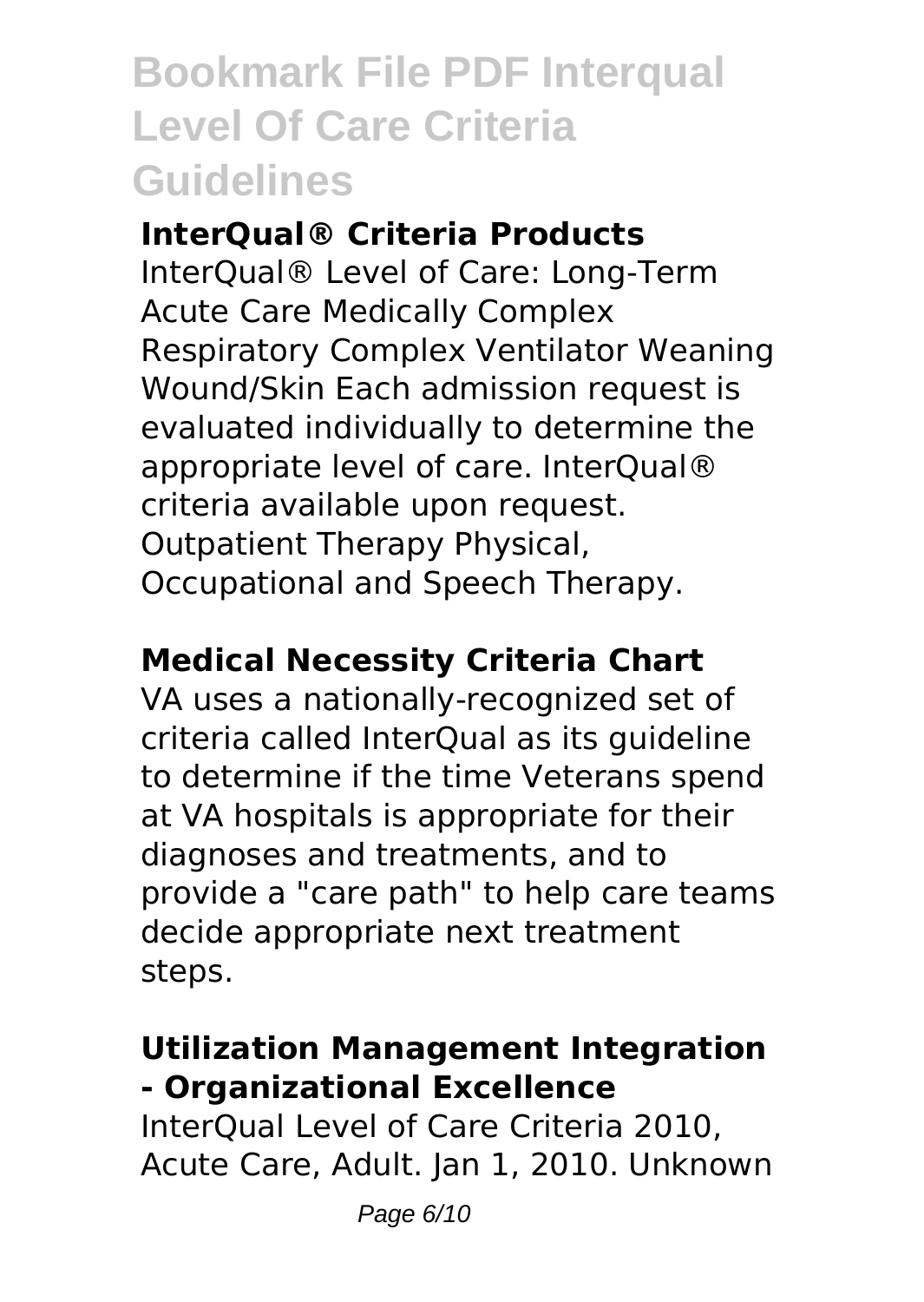## InterQual® Criteria Products

InterQual® Level of Care: Long-Term Acute Care Medically Complex Respiratory Complex Ventilator Weaning Wound/Skin Each admission request is evaluated individually to determine the appropriate level of care. InterQual® criteria available upon request. Outpatient Therapy Physical, Occupational and Speech Therapy.

## Medical Necessity Criteria Chart

VA uses a nationally-recognized set of criteria called InterQual as its guideline to determine if the time Veterans spend at VA hospitals is appropriate for their diagnoses and treatments, and to provide a "care path" to help care teams decide appropriate next treatment steps.

## Utilization Management Integration - Organizational Excellence

InterQual Level of Care Criteria 2010, Acute Care, Adult. Jan 1, 2010. Unknown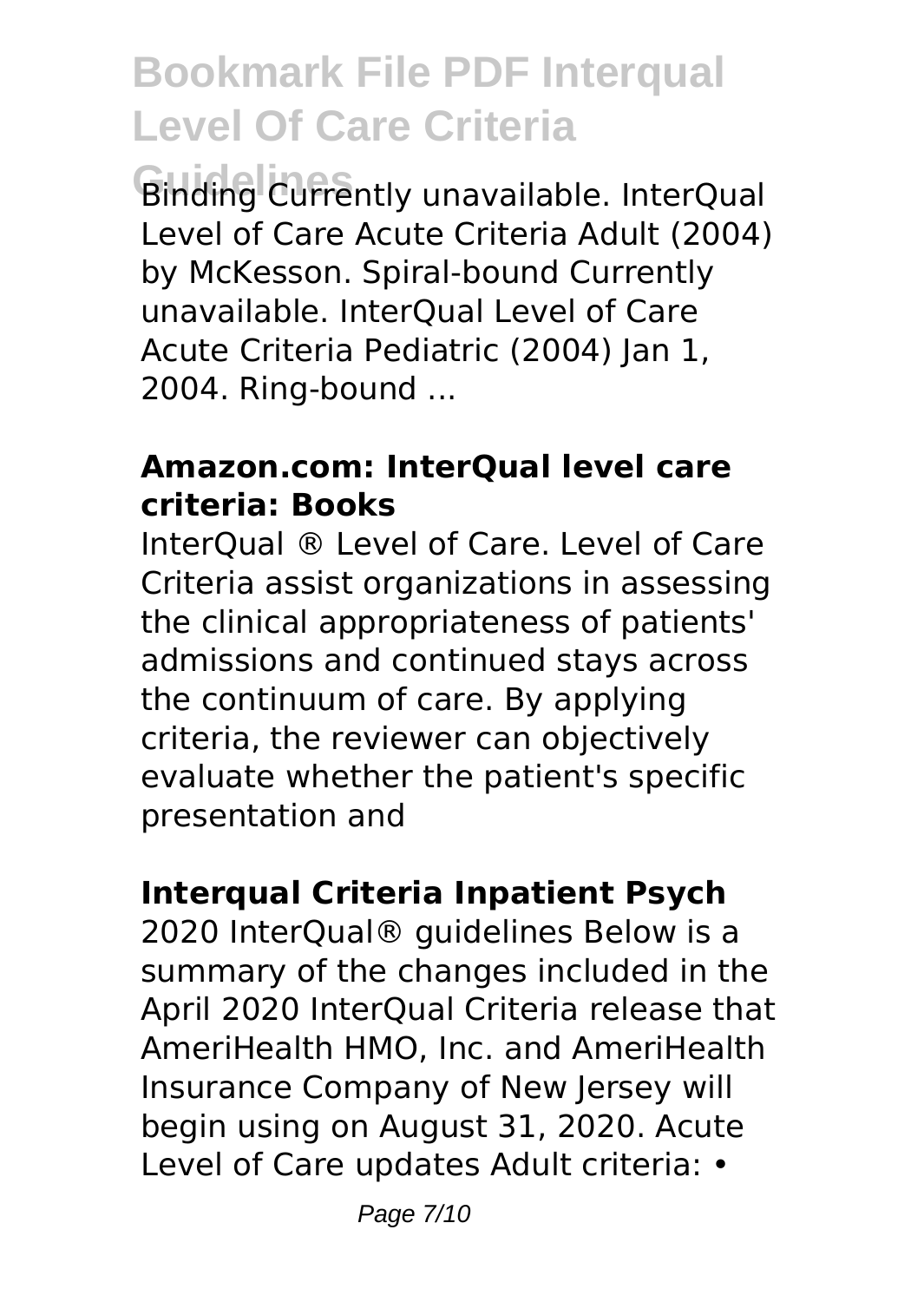Binding Currently unavailable. InterQual Level of Care Acute Criteria Adult (2004) by McKesson. Spiral-bound Currently unavailable. InterQual Level of Care Acute Criteria Pediatric (2004) Jan 1, 2004. Ring-bound ...

### Amazon.com: InterQual level care criteria: Books

InterQual ® Level of Care. Level of Care Criteria assist organizations in assessing the clinical appropriateness of patients' admissions and continued stays across the continuum of care. By applying criteria, the reviewer can objectively evaluate whether the patient's specific presentation and

### Interqual Criteria Inpatient Psych

2020 InterQual® guidelines Below is a summary of the changes included in the April 2020 InterQual Criteria release that AmeriHealth HMO, Inc. and AmeriHealth Insurance Company of New Jersey will begin using on August 31, 2020. Acute Level of Care updates Adult criteria: •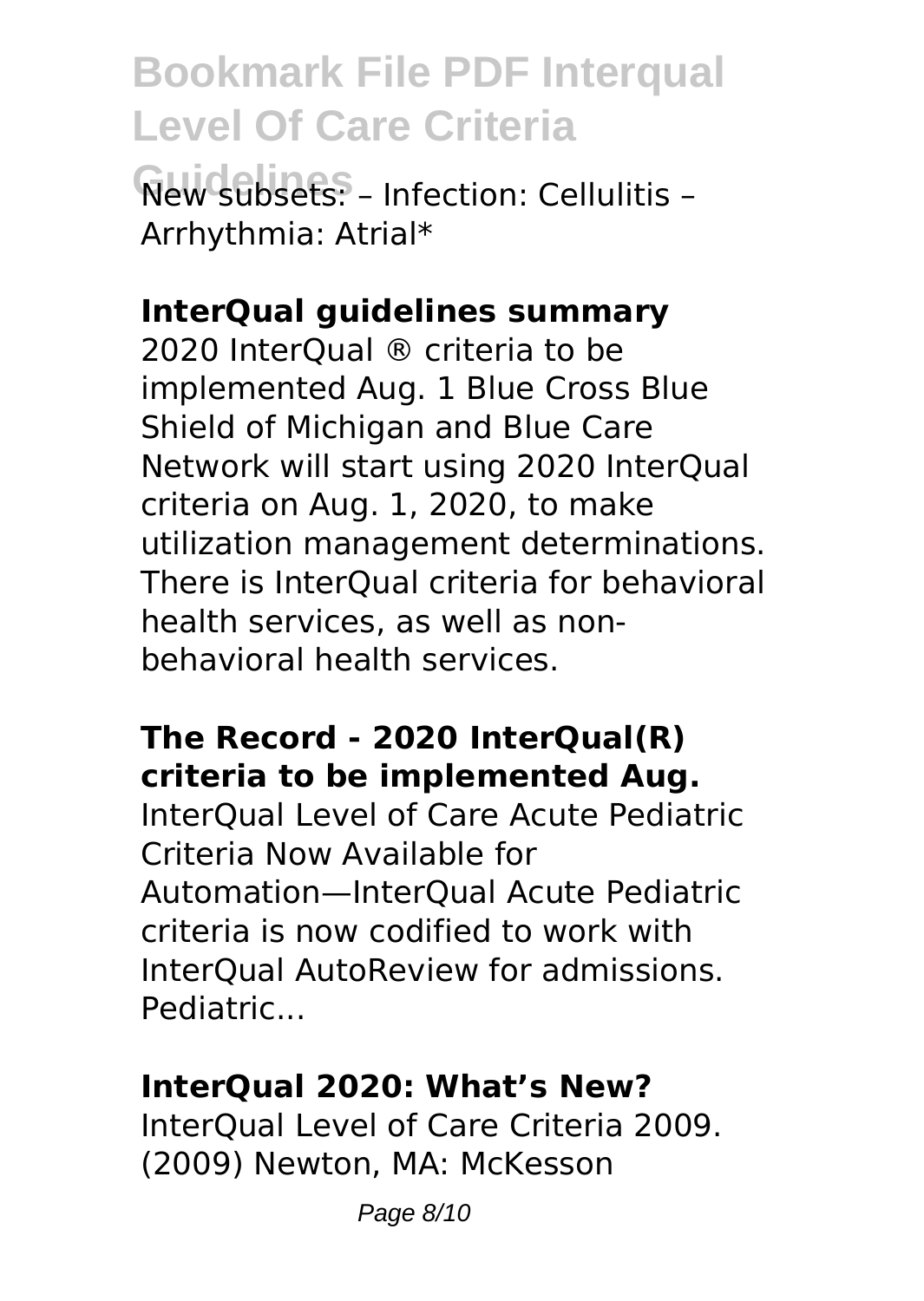New subsets: – Infection: Cellulitis – Arrhythmia: Atrial*

**InterQual guidelines summary**

2020 InterQual ® criteria to be implemented Aug. 1 Blue Cross Blue Shield of Michigan and Blue Care Network will start using 2020 InterQual criteria on Aug. 1, 2020, to make utilization management determinations. There is InterQual criteria for behavioral health services, as well as non-behavioral health services.

**The Record - 2020 InterQual(R) criteria to be implemented Aug.**

InterQual Level of Care Acute Pediatric Criteria Now Available for Automation—InterQual Acute Pediatric criteria is now codified to work with InterQual AutoReview for admissions. Pediatric...

**InterQual 2020: What's New?**

InterQual Level of Care Criteria 2009. (2009) Newton, MA: McKesson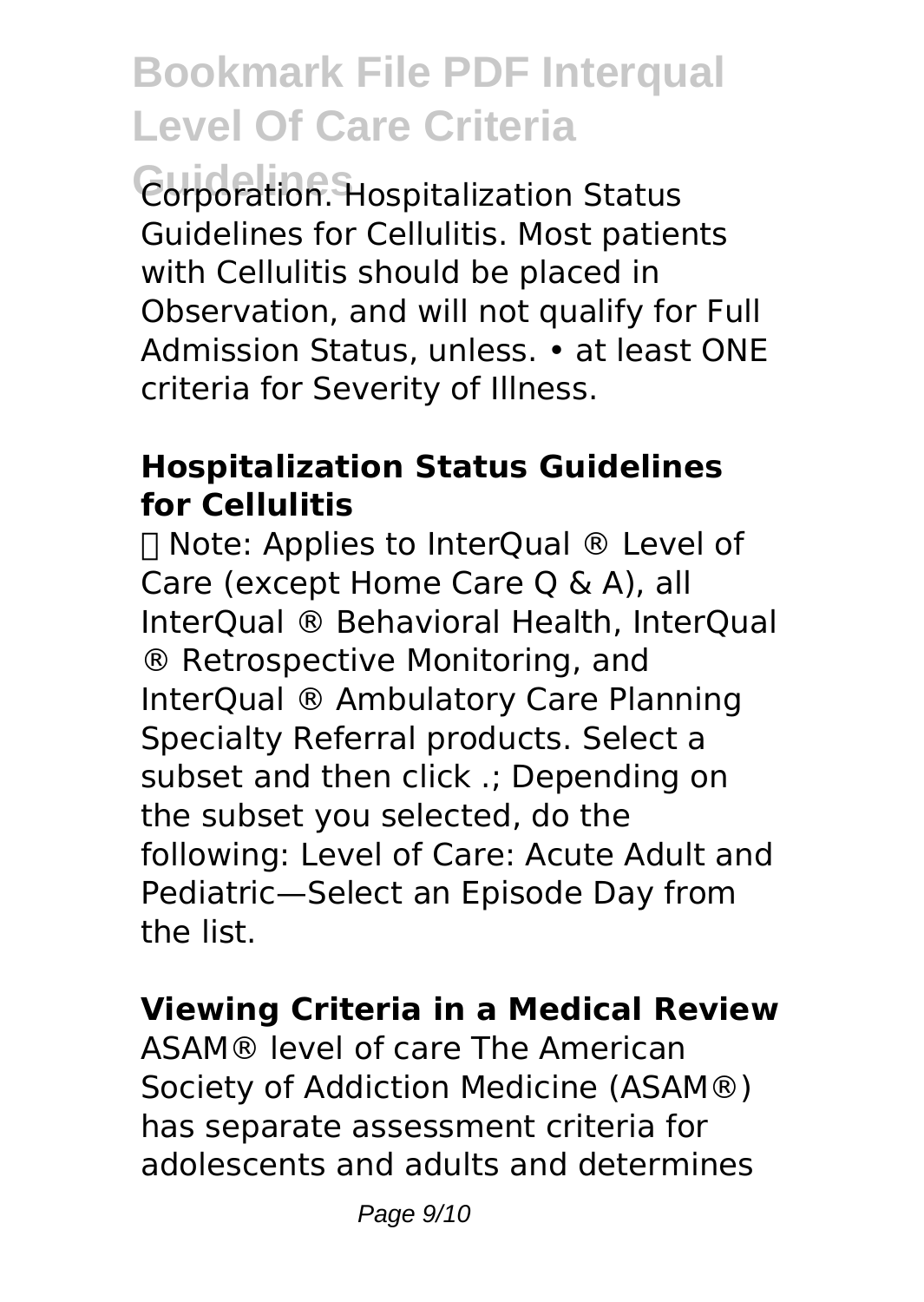Corporation. Hospitalization Status Guidelines for Cellulitis. Most patients with Cellulitis should be placed in Observation, and will not qualify for Full Admission Status, unless. • at least ONE criteria for Severity of Illness.

### Hospitalization Status Guidelines for Cellulitis

 Note: Applies to InterQual ® Level of Care (except Home Care Q & A), all InterQual ® Behavioral Health, InterQual ® Retrospective Monitoring, and InterQual ® Ambulatory Care Planning Specialty Referral products. Select a subset and then click .; Depending on the subset you selected, do the following: Level of Care: Acute Adult and Pediatric—Select an Episode Day from the list.

### Viewing Criteria in a Medical Review

ASAM® level of care The American Society of Addiction Medicine (ASAM®) has separate assessment criteria for adolescents and adults and determines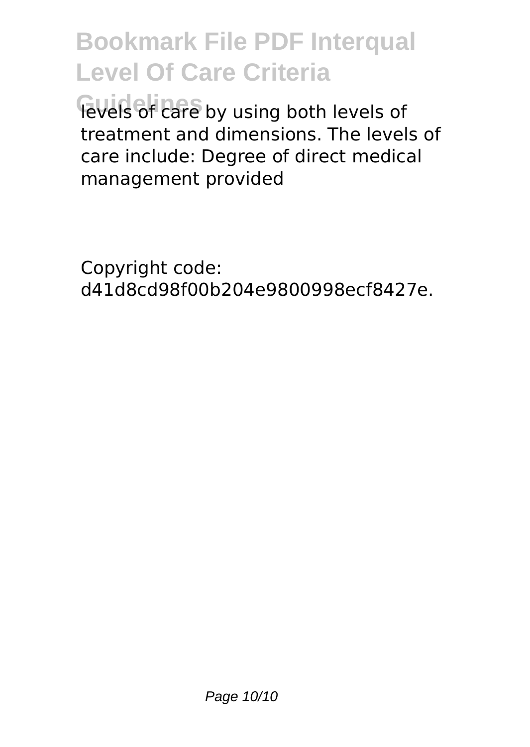levels of care by using both levels of treatment and dimensions. The levels of care include: Degree of direct medical management provided

Copyright code: d41d8cd98f00b204e9800998ecf8427e.